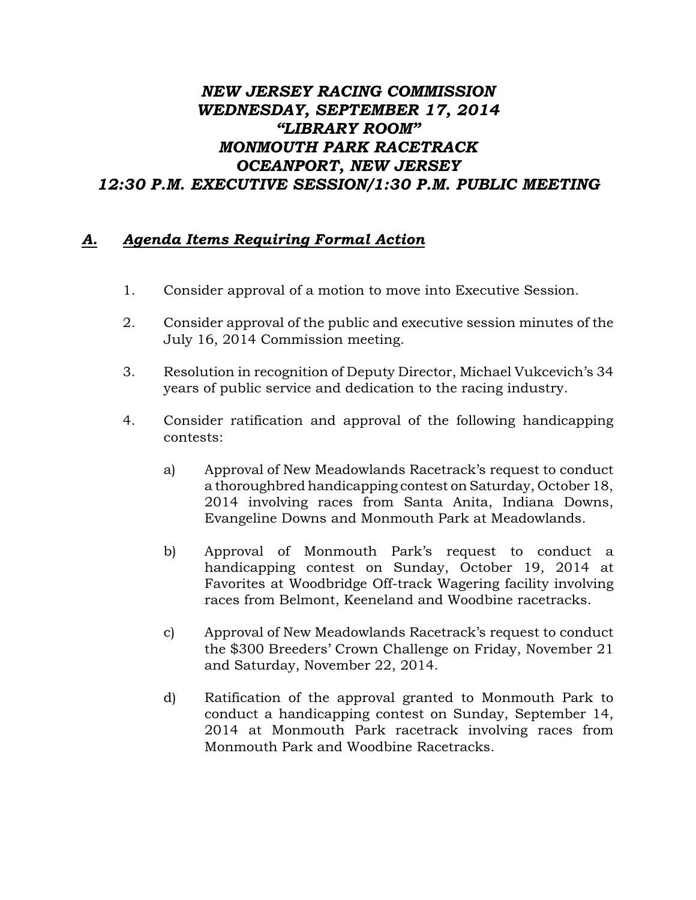# *NEW JERSEY RACING COMMISSION*
# *WEDNESDAY, SEPTEMBER 17, 2014*
# *"LIBRARY ROOM"*
# *MONMOUTH PARK RACETRACK*
# *OCEANPORT, NEW JERSEY*
# *12:30 P.M. EXECUTIVE SESSION/1:30 P.M. PUBLIC MEETING*

## ***A. Agenda Items Requiring Formal Action***

1. Consider approval of a motion to move into Executive Session.

2. Consider approval of the public and executive session minutes of the July 16, 2014 Commission meeting.

3. Resolution in recognition of Deputy Director, Michael Vukcevich's 34 years of public service and dedication to the racing industry.

4. Consider ratification and approval of the following handicapping contests:

   a) Approval of New Meadowlands Racetrack's request to conduct a thoroughbred handicapping contest on Saturday, October 18, 2014 involving races from Santa Anita, Indiana Downs, Evangeline Downs and Monmouth Park at Meadowlands.

   b) Approval of Monmouth Park's request to conduct a handicapping contest on Sunday, October 19, 2014 at Favorites at Woodbridge Off-track Wagering facility involving races from Belmont, Keeneland and Woodbine racetracks.

   c) Approval of New Meadowlands Racetrack's request to conduct the $300 Breeders' Crown Challenge on Friday, November 21 and Saturday, November 22, 2014.

   d) Ratification of the approval granted to Monmouth Park to conduct a handicapping contest on Sunday, September 14, 2014 at Monmouth Park racetrack involving races from Monmouth Park and Woodbine Racetracks.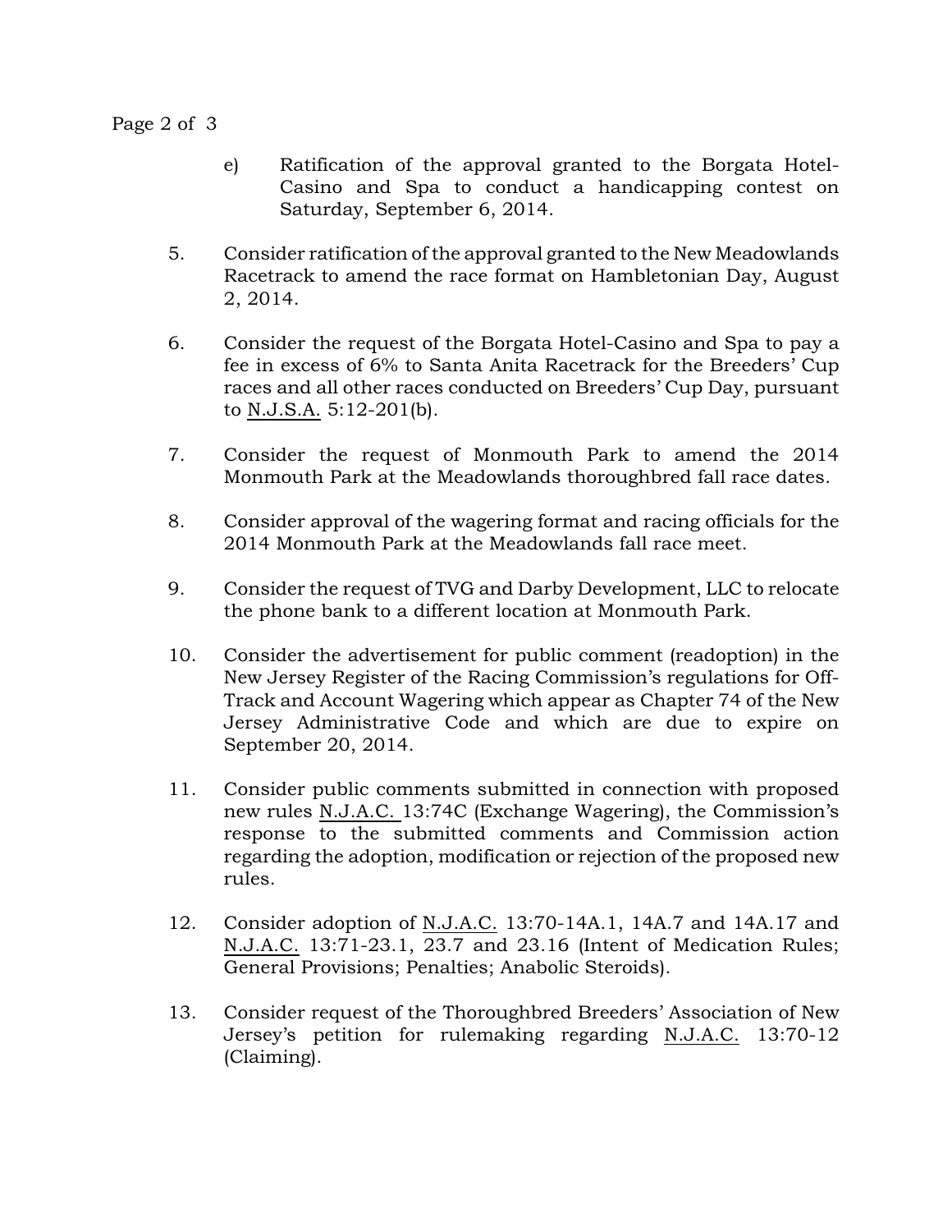e) Ratification of the approval granted to the Borgata Hotel-Casino and Spa to conduct a handicapping contest on Saturday, September 6, 2014.

5. Consider ratification of the approval granted to the New Meadowlands Racetrack to amend the race format on Hambletonian Day, August 2, 2014.

6. Consider the request of the Borgata Hotel-Casino and Spa to pay a fee in excess of 6% to Santa Anita Racetrack for the Breeders' Cup races and all other races conducted on Breeders' Cup Day, pursuant to N.J.S.A. 5:12-201(b).

7. Consider the request of Monmouth Park to amend the 2014 Monmouth Park at the Meadowlands thoroughbred fall race dates.

8. Consider approval of the wagering format and racing officials for the 2014 Monmouth Park at the Meadowlands fall race meet.

9. Consider the request of TVG and Darby Development, LLC to relocate the phone bank to a different location at Monmouth Park.

10. Consider the advertisement for public comment (readoption) in the New Jersey Register of the Racing Commission's regulations for Off-Track and Account Wagering which appear as Chapter 74 of the New Jersey Administrative Code and which are due to expire on September 20, 2014.

11. Consider public comments submitted in connection with proposed new rules N.J.A.C. 13:74C (Exchange Wagering), the Commission's response to the submitted comments and Commission action regarding the adoption, modification or rejection of the proposed new rules.

12. Consider adoption of N.J.A.C. 13:70-14A.1, 14A.7 and 14A.17 and N.J.A.C. 13:71-23.1, 23.7 and 23.16 (Intent of Medication Rules; General Provisions; Penalties; Anabolic Steroids).

13. Consider request of the Thoroughbred Breeders' Association of New Jersey's petition for rulemaking regarding N.J.A.C. 13:70-12 (Claiming).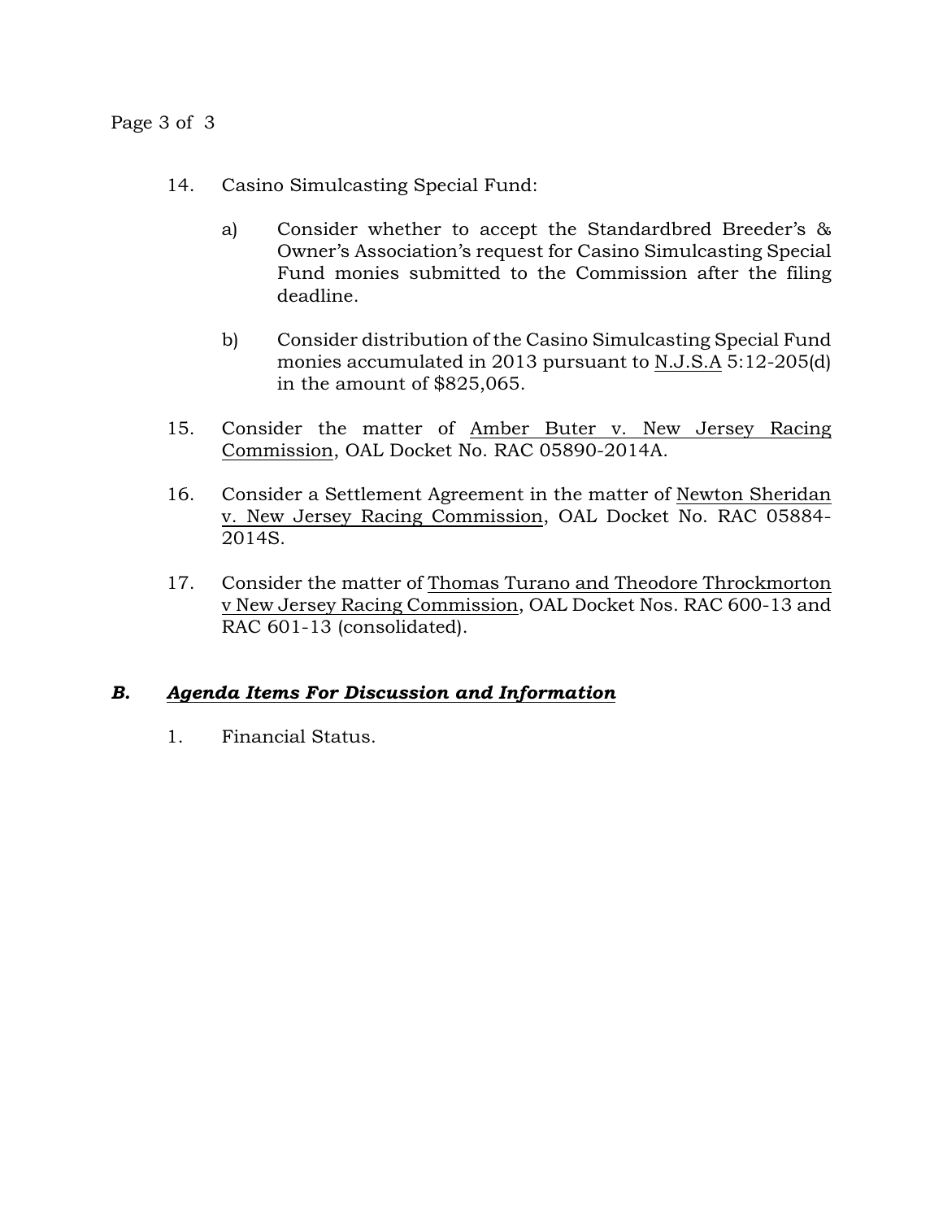14. Casino Simulcasting Special Fund:

    a) Consider whether to accept the Standardbred Breeder's & Owner's Association's request for Casino Simulcasting Special Fund monies submitted to the Commission after the filing deadline.

    b) Consider distribution of the Casino Simulcasting Special Fund monies accumulated in 2013 pursuant to N.J.S.A 5:12-205(d) in the amount of $825,065.

15. Consider the matter of Amber Buter v. New Jersey Racing Commission, OAL Docket No. RAC 05890-2014A.

16. Consider a Settlement Agreement in the matter of Newton Sheridan v. New Jersey Racing Commission, OAL Docket No. RAC 05884-2014S.

17. Consider the matter of Thomas Turano and Theodore Throckmorton v New Jersey Racing Commission, OAL Docket Nos. RAC 600-13 and RAC 601-13 (consolidated).

## *B. Agenda Items For Discussion and Information*

1. Financial Status.